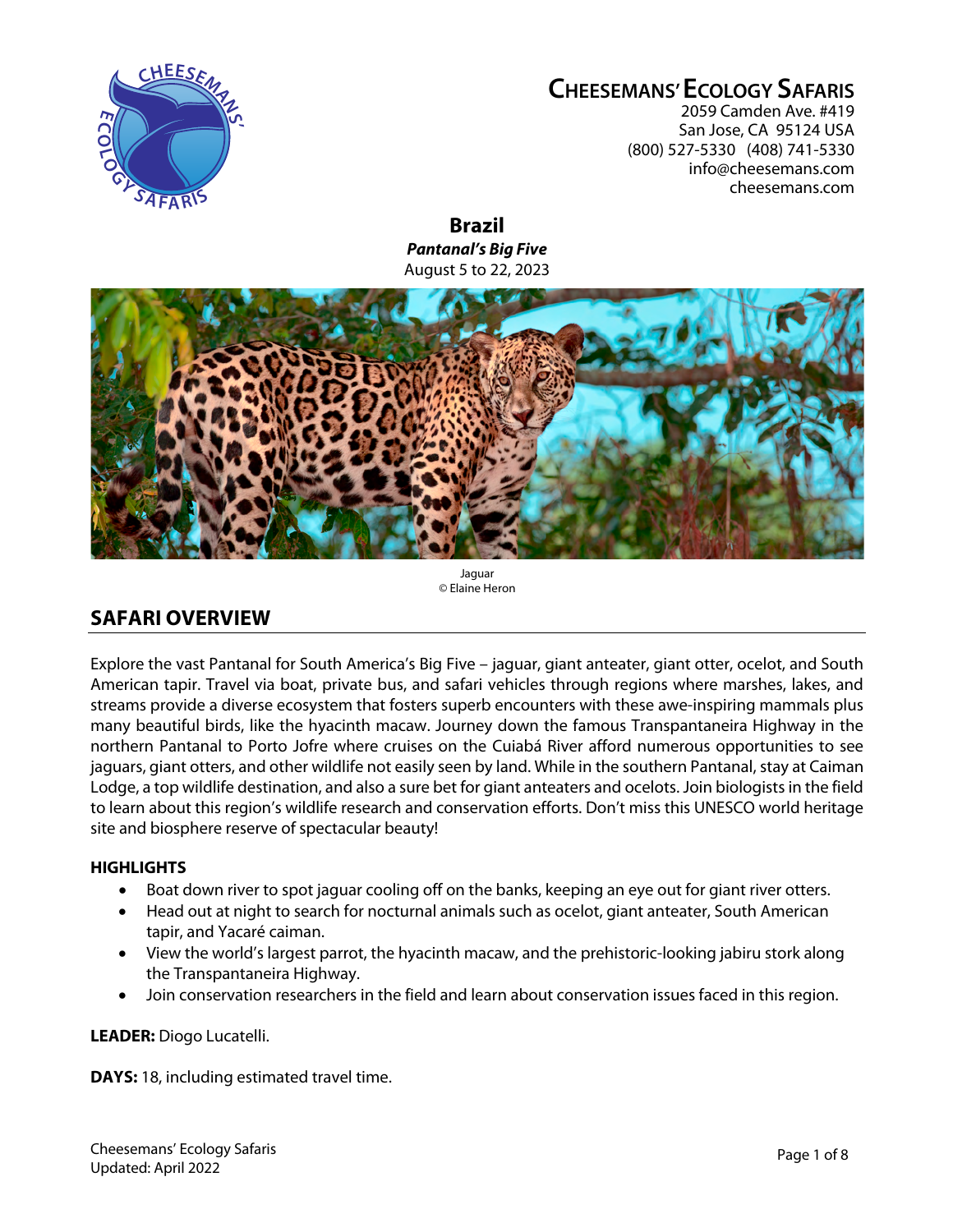# CHEESEMANS' ECOLOGY SAFARIS

2059 Camden Ave. #419
San Jose, CA 95124 USA
(800) 527-5330 (408) 741-5330
info@cheesemans.com
cheesemans.com

## Brazil

***Pantanal's Big Five***

August 5 to 22, 2023

Jaguar
© Elaine Heron

## SAFARI OVERVIEW

Explore the vast Pantanal for South America's Big Five – jaguar, giant anteater, giant otter, ocelot, and South American tapir. Travel via boat, private bus, and safari vehicles through regions where marshes, lakes, and streams provide a diverse ecosystem that fosters superb encounters with these awe-inspiring mammals plus many beautiful birds, like the hyacinth macaw. Journey down the famous Transpantaneira Highway in the northern Pantanal to Porto Jofre where cruises on the Cuiabá River afford numerous opportunities to see jaguars, giant otters, and other wildlife not easily seen by land. While in the southern Pantanal, stay at Caiman Lodge, a top wildlife destination, and also a sure bet for giant anteaters and ocelots. Join biologists in the field to learn about this region's wildlife research and conservation efforts. Don't miss this UNESCO world heritage site and biosphere reserve of spectacular beauty!

### HIGHLIGHTS

- Boat down river to spot jaguar cooling off on the banks, keeping an eye out for giant river otters.
- Head out at night to search for nocturnal animals such as ocelot, giant anteater, South American tapir, and Yacaré caiman.
- View the world's largest parrot, the hyacinth macaw, and the prehistoric-looking jabiru stork along the Transpantaneira Highway.
- Join conservation researchers in the field and learn about conservation issues faced in this region.

**LEADER:** Diogo Lucatelli.

**DAYS:** 18, including estimated travel time.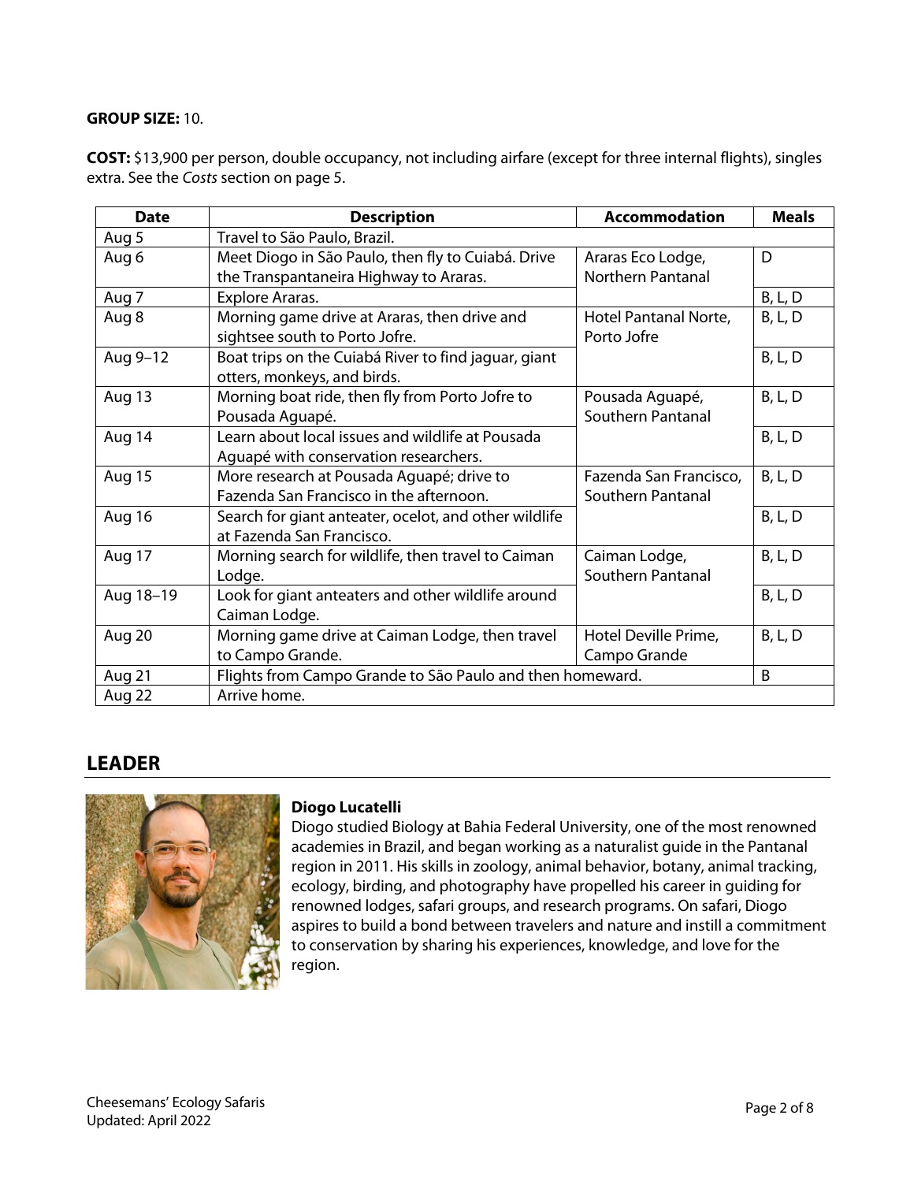**GROUP SIZE:** 10.

**COST:** $13,900 per person, double occupancy, not including airfare (except for three internal flights), singles extra. See the *Costs* section on page 5.

| Date | Description | Accommodation | Meals |
|---|---|---|---|
| Aug 5 | Travel to São Paulo, Brazil. | | |
| Aug 6 | Meet Diogo in São Paulo, then fly to Cuiabá. Drive the Transpantaneira Highway to Araras. | Araras Eco Lodge, Northern Pantanal | D |
| Aug 7 | Explore Araras. | | B, L, D |
| Aug 8 | Morning game drive at Araras, then drive and sightsee south to Porto Jofre. | Hotel Pantanal Norte, Porto Jofre | B, L, D |
| Aug 9–12 | Boat trips on the Cuiabá River to find jaguar, giant otters, monkeys, and birds. | | B, L, D |
| Aug 13 | Morning boat ride, then fly from Porto Jofre to Pousada Aguapé. | Pousada Aguapé, Southern Pantanal | B, L, D |
| Aug 14 | Learn about local issues and wildlife at Pousada Aguapé with conservation researchers. | | B, L, D |
| Aug 15 | More research at Pousada Aguapé; drive to Fazenda San Francisco in the afternoon. | Fazenda San Francisco, Southern Pantanal | B, L, D |
| Aug 16 | Search for giant anteater, ocelot, and other wildlife at Fazenda San Francisco. | | B, L, D |
| Aug 17 | Morning search for wildlife, then travel to Caiman Lodge. | Caiman Lodge, Southern Pantanal | B, L, D |
| Aug 18–19 | Look for giant anteaters and other wildlife around Caiman Lodge. | | B, L, D |
| Aug 20 | Morning game drive at Caiman Lodge, then travel to Campo Grande. | Hotel Deville Prime, Campo Grande | B, L, D |
| Aug 21 | Flights from Campo Grande to São Paulo and then homeward. | | B |
| Aug 22 | Arrive home. | | |

## LEADER

**Diogo Lucatelli**

Diogo studied Biology at Bahia Federal University, one of the most renowned academies in Brazil, and began working as a naturalist guide in the Pantanal region in 2011. His skills in zoology, animal behavior, botany, animal tracking, ecology, birding, and photography have propelled his career in guiding for renowned lodges, safari groups, and research programs. On safari, Diogo aspires to build a bond between travelers and nature and instill a commitment to conservation by sharing his experiences, knowledge, and love for the region.

Cheesemans' Ecology Safaris
Updated: April 2022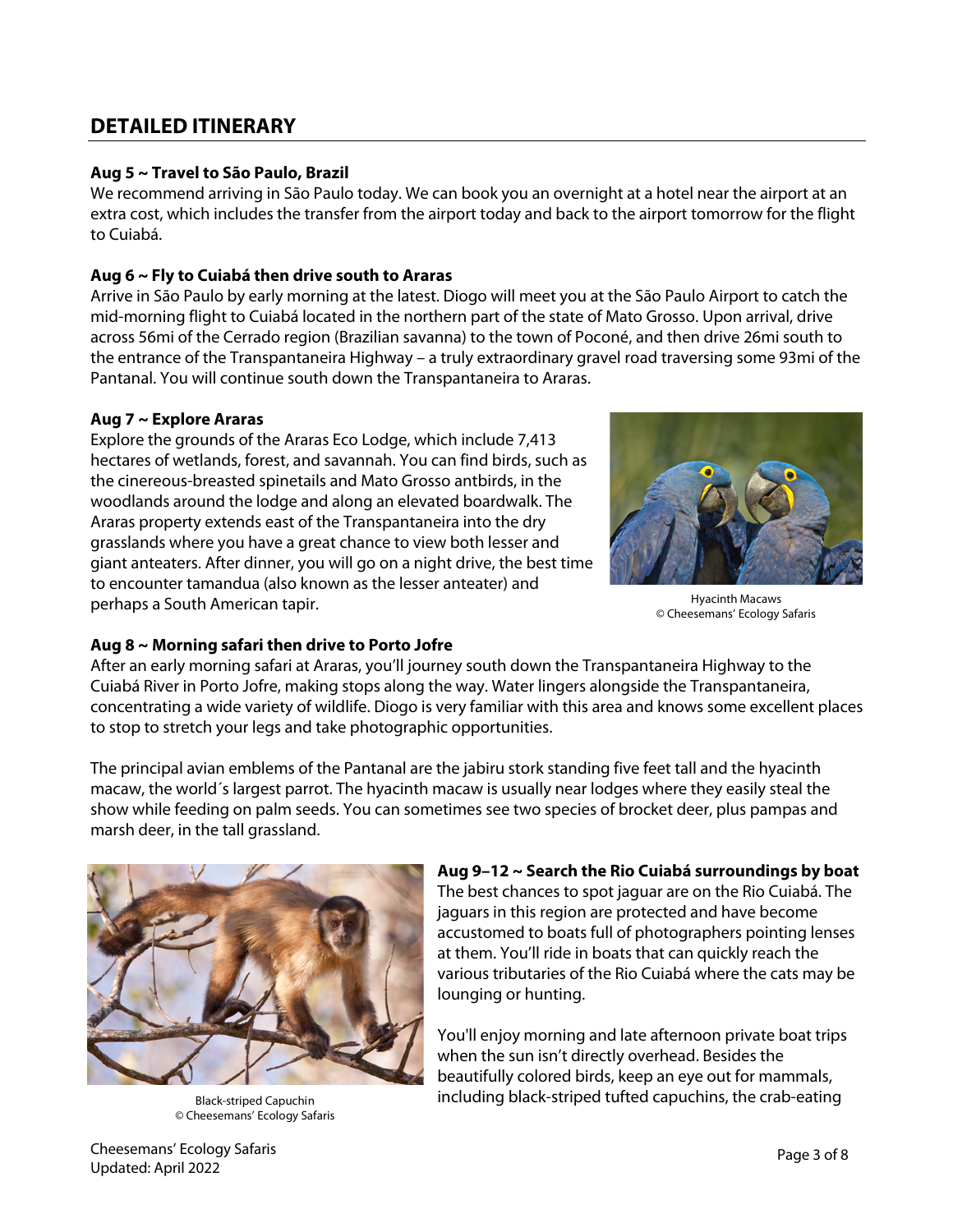## DETAILED ITINERARY

**Aug 5 ~ Travel to São Paulo, Brazil**

We recommend arriving in São Paulo today. We can book you an overnight at a hotel near the airport at an extra cost, which includes the transfer from the airport today and back to the airport tomorrow for the flight to Cuiabá.

**Aug 6 ~ Fly to Cuiabá then drive south to Araras**

Arrive in São Paulo by early morning at the latest. Diogo will meet you at the São Paulo Airport to catch the mid-morning flight to Cuiabá located in the northern part of the state of Mato Grosso. Upon arrival, drive across 56mi of the Cerrado region (Brazilian savanna) to the town of Poconé, and then drive 26mi south to the entrance of the Transpantaneira Highway – a truly extraordinary gravel road traversing some 93mi of the Pantanal. You will continue south down the Transpantaneira to Araras.

**Aug 7 ~ Explore Araras**

Explore the grounds of the Araras Eco Lodge, which include 7,413 hectares of wetlands, forest, and savannah. You can find birds, such as the cinereous-breasted spinetails and Mato Grosso antbirds, in the woodlands around the lodge and along an elevated boardwalk. The Araras property extends east of the Transpantaneira into the dry grasslands where you have a great chance to view both lesser and giant anteaters. After dinner, you will go on a night drive, the best time to encounter tamandua (also known as the lesser anteater) and perhaps a South American tapir.

Hyacinth Macaws
© Cheesemans' Ecology Safaris

**Aug 8 ~ Morning safari then drive to Porto Jofre**

After an early morning safari at Araras, you'll journey south down the Transpantaneira Highway to the Cuiabá River in Porto Jofre, making stops along the way. Water lingers alongside the Transpantaneira, concentrating a wide variety of wildlife. Diogo is very familiar with this area and knows some excellent places to stop to stretch your legs and take photographic opportunities.

The principal avian emblems of the Pantanal are the jabiru stork standing five feet tall and the hyacinth macaw, the world´s largest parrot. The hyacinth macaw is usually near lodges where they easily steal the show while feeding on palm seeds. You can sometimes see two species of brocket deer, plus pampas and marsh deer, in the tall grassland.

Black-striped Capuchin
© Cheesemans' Ecology Safaris

**Aug 9–12 ~ Search the Rio Cuiabá surroundings by boat**

The best chances to spot jaguar are on the Rio Cuiabá. The jaguars in this region are protected and have become accustomed to boats full of photographers pointing lenses at them. You'll ride in boats that can quickly reach the various tributaries of the Rio Cuiabá where the cats may be lounging or hunting.

You'll enjoy morning and late afternoon private boat trips when the sun isn't directly overhead. Besides the beautifully colored birds, keep an eye out for mammals, including black-striped tufted capuchins, the crab-eating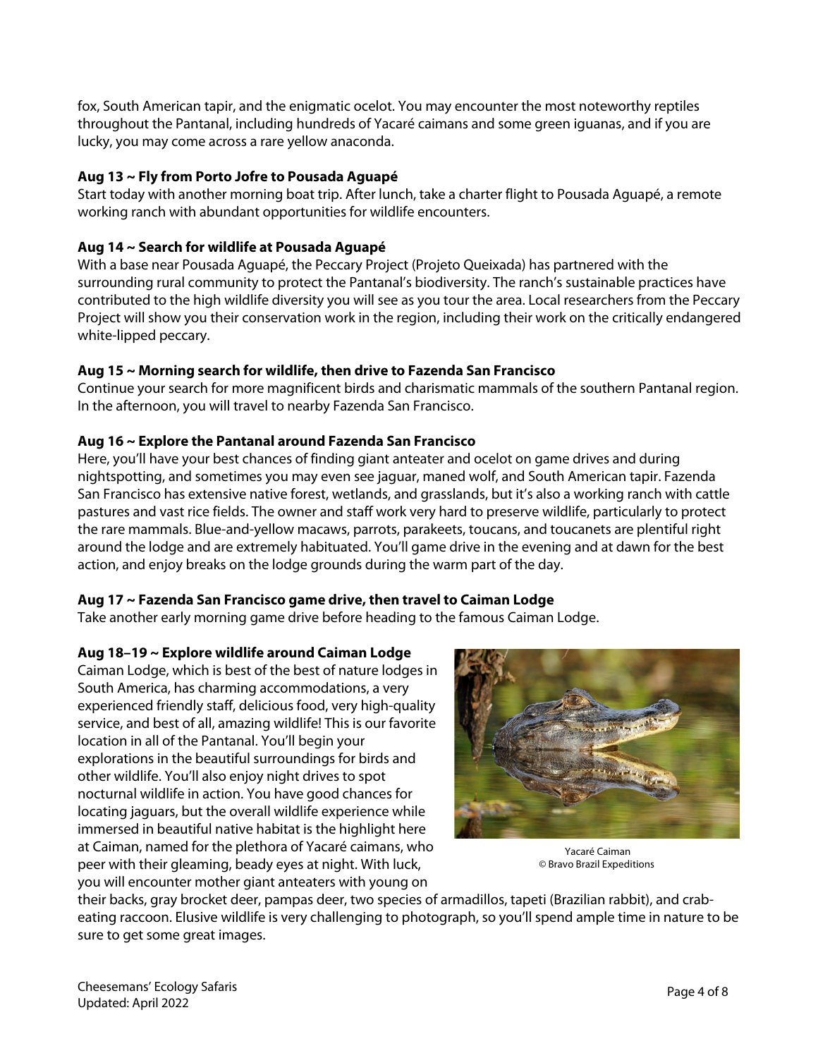fox, South American tapir, and the enigmatic ocelot. You may encounter the most noteworthy reptiles throughout the Pantanal, including hundreds of Yacaré caimans and some green iguanas, and if you are lucky, you may come across a rare yellow anaconda.

**Aug 13 ~ Fly from Porto Jofre to Pousada Aguapé**
Start today with another morning boat trip. After lunch, take a charter flight to Pousada Aguapé, a remote working ranch with abundant opportunities for wildlife encounters.

**Aug 14 ~ Search for wildlife at Pousada Aguapé**
With a base near Pousada Aguapé, the Peccary Project (Projeto Queixada) has partnered with the surrounding rural community to protect the Pantanal's biodiversity. The ranch's sustainable practices have contributed to the high wildlife diversity you will see as you tour the area. Local researchers from the Peccary Project will show you their conservation work in the region, including their work on the critically endangered white-lipped peccary.

**Aug 15 ~ Morning search for wildlife, then drive to Fazenda San Francisco**
Continue your search for more magnificent birds and charismatic mammals of the southern Pantanal region. In the afternoon, you will travel to nearby Fazenda San Francisco.

**Aug 16 ~ Explore the Pantanal around Fazenda San Francisco**
Here, you'll have your best chances of finding giant anteater and ocelot on game drives and during nightspotting, and sometimes you may even see jaguar, maned wolf, and South American tapir. Fazenda San Francisco has extensive native forest, wetlands, and grasslands, but it's also a working ranch with cattle pastures and vast rice fields. The owner and staff work very hard to preserve wildlife, particularly to protect the rare mammals. Blue-and-yellow macaws, parrots, parakeets, toucans, and toucanets are plentiful right around the lodge and are extremely habituated. You'll game drive in the evening and at dawn for the best action, and enjoy breaks on the lodge grounds during the warm part of the day.

**Aug 17 ~ Fazenda San Francisco game drive, then travel to Caiman Lodge**
Take another early morning game drive before heading to the famous Caiman Lodge.

**Aug 18–19 ~ Explore wildlife around Caiman Lodge**
Caiman Lodge, which is best of the best of nature lodges in South America, has charming accommodations, a very experienced friendly staff, delicious food, very high-quality service, and best of all, amazing wildlife! This is our favorite location in all of the Pantanal. You'll begin your explorations in the beautiful surroundings for birds and other wildlife. You'll also enjoy night drives to spot nocturnal wildlife in action. You have good chances for locating jaguars, but the overall wildlife experience while immersed in beautiful native habitat is the highlight here at Caiman, named for the plethora of Yacaré caimans, who peer with their gleaming, beady eyes at night. With luck, you will encounter mother giant anteaters with young on their backs, gray brocket deer, pampas deer, two species of armadillos, tapeti (Brazilian rabbit), and crab-eating raccoon. Elusive wildlife is very challenging to photograph, so you'll spend ample time in nature to be sure to get some great images.

Yacaré Caiman
© Bravo Brazil Expeditions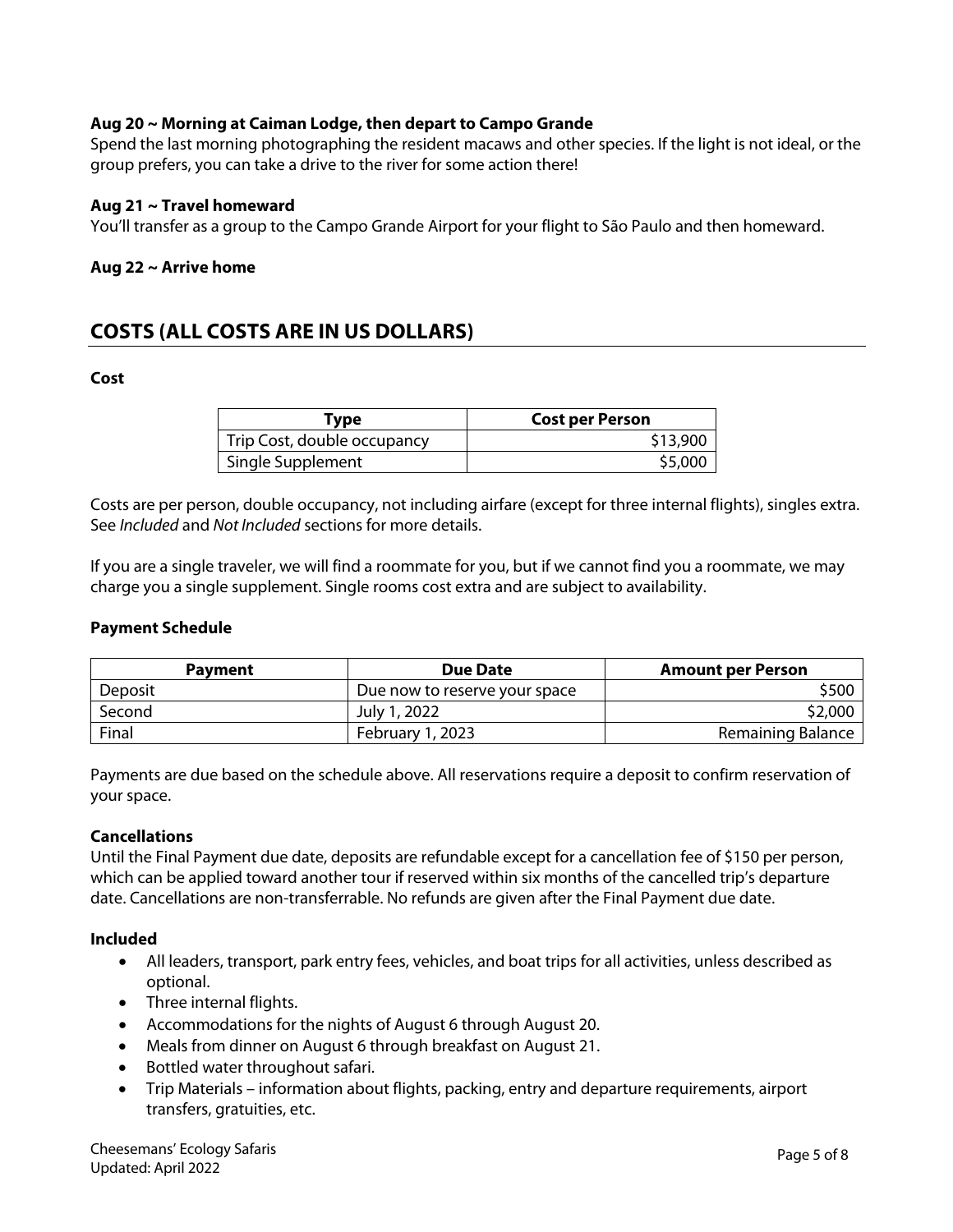**Aug 20 ~ Morning at Caiman Lodge, then depart to Campo Grande**

Spend the last morning photographing the resident macaws and other species. If the light is not ideal, or the group prefers, you can take a drive to the river for some action there!

**Aug 21 ~ Travel homeward**

You'll transfer as a group to the Campo Grande Airport for your flight to São Paulo and then homeward.

**Aug 22 ~ Arrive home**

## COSTS (ALL COSTS ARE IN US DOLLARS)

**Cost**

| Type | Cost per Person |
|---|---|
| Trip Cost, double occupancy | $13,900 |
| Single Supplement | $5,000 |

Costs are per person, double occupancy, not including airfare (except for three internal flights), singles extra. See *Included* and *Not Included* sections for more details.

If you are a single traveler, we will find a roommate for you, but if we cannot find you a roommate, we may charge you a single supplement. Single rooms cost extra and are subject to availability.

**Payment Schedule**

| Payment | Due Date | Amount per Person |
|---|---|---|
| Deposit | Due now to reserve your space | $500 |
| Second | July 1, 2022 | $2,000 |
| Final | February 1, 2023 | Remaining Balance |

Payments are due based on the schedule above. All reservations require a deposit to confirm reservation of your space.

**Cancellations**

Until the Final Payment due date, deposits are refundable except for a cancellation fee of $150 per person, which can be applied toward another tour if reserved within six months of the cancelled trip's departure date. Cancellations are non-transferrable. No refunds are given after the Final Payment due date.

**Included**

- All leaders, transport, park entry fees, vehicles, and boat trips for all activities, unless described as optional.
- Three internal flights.
- Accommodations for the nights of August 6 through August 20.
- Meals from dinner on August 6 through breakfast on August 21.
- Bottled water throughout safari.
- Trip Materials – information about flights, packing, entry and departure requirements, airport transfers, gratuities, etc.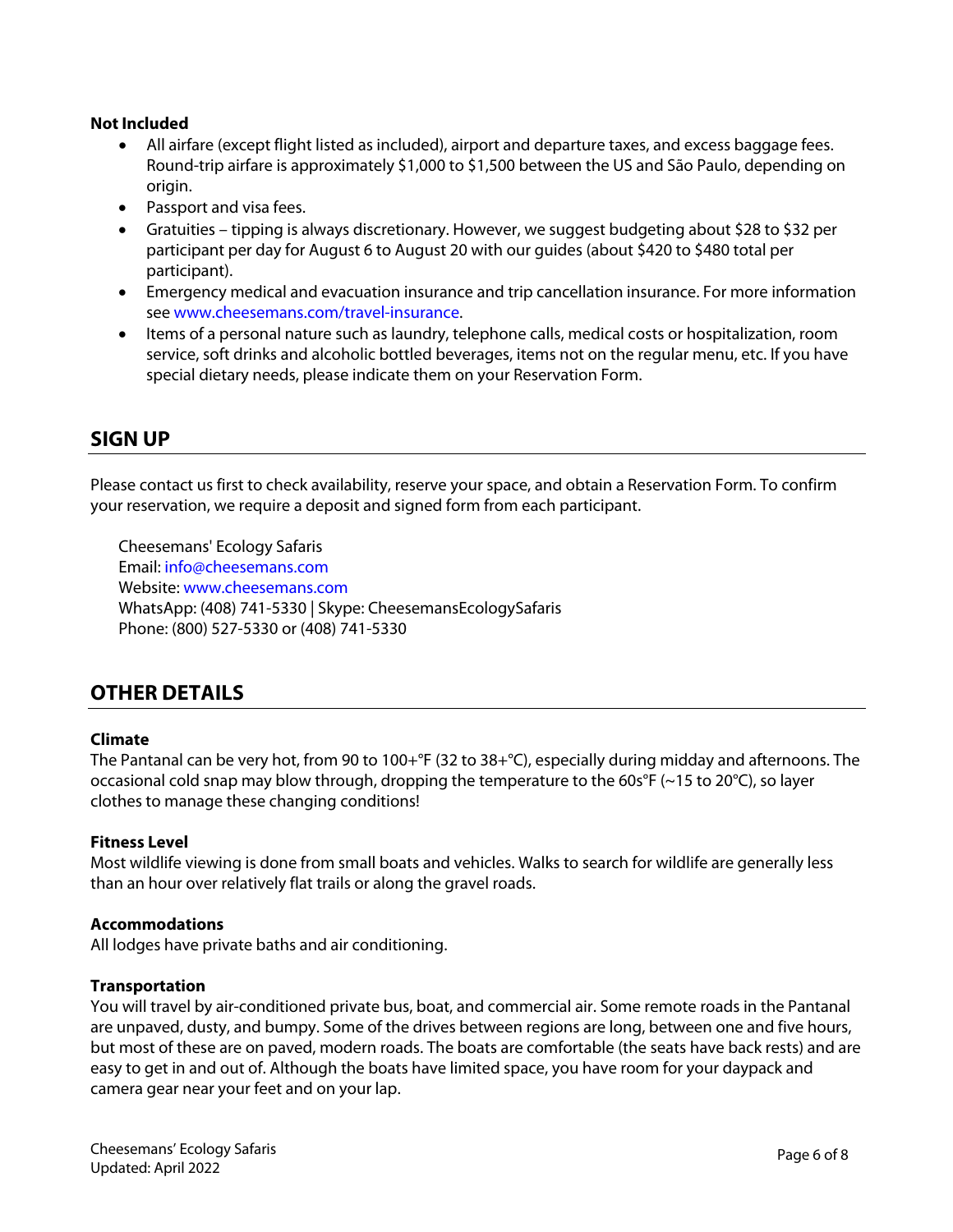**Not Included**

- All airfare (except flight listed as included), airport and departure taxes, and excess baggage fees. Round-trip airfare is approximately $1,000 to $1,500 between the US and São Paulo, depending on origin.
- Passport and visa fees.
- Gratuities – tipping is always discretionary. However, we suggest budgeting about $28 to $32 per participant per day for August 6 to August 20 with our guides (about $420 to $480 total per participant).
- Emergency medical and evacuation insurance and trip cancellation insurance. For more information see www.cheesemans.com/travel-insurance.
- Items of a personal nature such as laundry, telephone calls, medical costs or hospitalization, room service, soft drinks and alcoholic bottled beverages, items not on the regular menu, etc. If you have special dietary needs, please indicate them on your Reservation Form.

## SIGN UP

Please contact us first to check availability, reserve your space, and obtain a Reservation Form. To confirm your reservation, we require a deposit and signed form from each participant.

Cheesemans' Ecology Safaris
Email: info@cheesemans.com
Website: www.cheesemans.com
WhatsApp: (408) 741-5330 | Skype: CheesemansEcologySafaris
Phone: (800) 527-5330 or (408) 741-5330

## OTHER DETAILS

**Climate**

The Pantanal can be very hot, from 90 to 100+°F (32 to 38+°C), especially during midday and afternoons. The occasional cold snap may blow through, dropping the temperature to the 60s°F (~15 to 20°C), so layer clothes to manage these changing conditions!

**Fitness Level**

Most wildlife viewing is done from small boats and vehicles. Walks to search for wildlife are generally less than an hour over relatively flat trails or along the gravel roads.

**Accommodations**

All lodges have private baths and air conditioning.

**Transportation**

You will travel by air-conditioned private bus, boat, and commercial air. Some remote roads in the Pantanal are unpaved, dusty, and bumpy. Some of the drives between regions are long, between one and five hours, but most of these are on paved, modern roads. The boats are comfortable (the seats have back rests) and are easy to get in and out of. Although the boats have limited space, you have room for your daypack and camera gear near your feet and on your lap.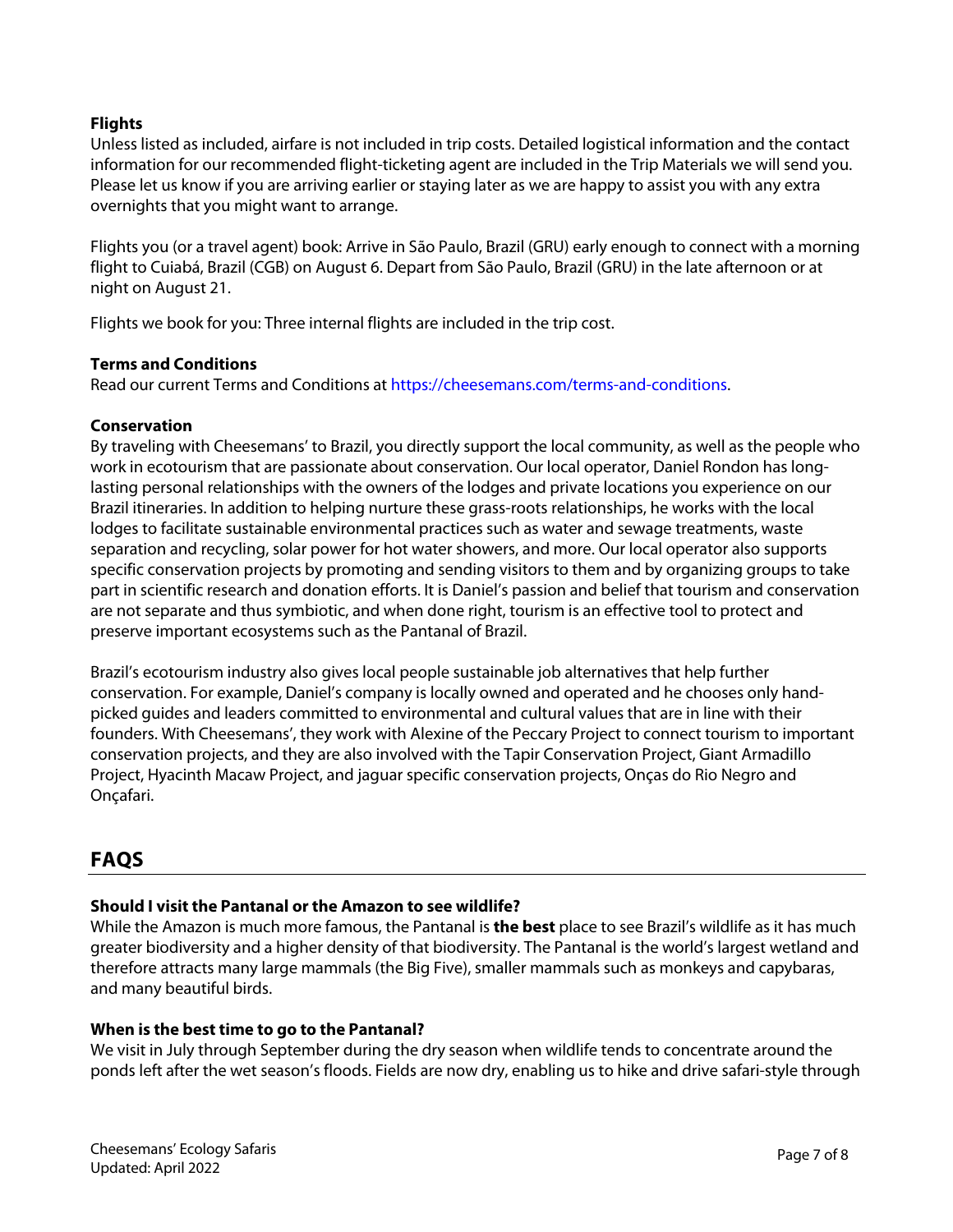**Flights**

Unless listed as included, airfare is not included in trip costs. Detailed logistical information and the contact information for our recommended flight-ticketing agent are included in the Trip Materials we will send you. Please let us know if you are arriving earlier or staying later as we are happy to assist you with any extra overnights that you might want to arrange.

Flights you (or a travel agent) book: Arrive in São Paulo, Brazil (GRU) early enough to connect with a morning flight to Cuiabá, Brazil (CGB) on August 6. Depart from São Paulo, Brazil (GRU) in the late afternoon or at night on August 21.

Flights we book for you: Three internal flights are included in the trip cost.

**Terms and Conditions**

Read our current Terms and Conditions at https://cheesemans.com/terms-and-conditions.

**Conservation**

By traveling with Cheesemans' to Brazil, you directly support the local community, as well as the people who work in ecotourism that are passionate about conservation. Our local operator, Daniel Rondon has long-lasting personal relationships with the owners of the lodges and private locations you experience on our Brazil itineraries. In addition to helping nurture these grass-roots relationships, he works with the local lodges to facilitate sustainable environmental practices such as water and sewage treatments, waste separation and recycling, solar power for hot water showers, and more. Our local operator also supports specific conservation projects by promoting and sending visitors to them and by organizing groups to take part in scientific research and donation efforts. It is Daniel's passion and belief that tourism and conservation are not separate and thus symbiotic, and when done right, tourism is an effective tool to protect and preserve important ecosystems such as the Pantanal of Brazil.

Brazil's ecotourism industry also gives local people sustainable job alternatives that help further conservation. For example, Daniel's company is locally owned and operated and he chooses only hand-picked guides and leaders committed to environmental and cultural values that are in line with their founders. With Cheesemans', they work with Alexine of the Peccary Project to connect tourism to important conservation projects, and they are also involved with the Tapir Conservation Project, Giant Armadillo Project, Hyacinth Macaw Project, and jaguar specific conservation projects, Onças do Rio Negro and Onçafari.

## FAQS

**Should I visit the Pantanal or the Amazon to see wildlife?**

While the Amazon is much more famous, the Pantanal is **the best** place to see Brazil's wildlife as it has much greater biodiversity and a higher density of that biodiversity. The Pantanal is the world's largest wetland and therefore attracts many large mammals (the Big Five), smaller mammals such as monkeys and capybaras, and many beautiful birds.

**When is the best time to go to the Pantanal?**

We visit in July through September during the dry season when wildlife tends to concentrate around the ponds left after the wet season's floods. Fields are now dry, enabling us to hike and drive safari-style through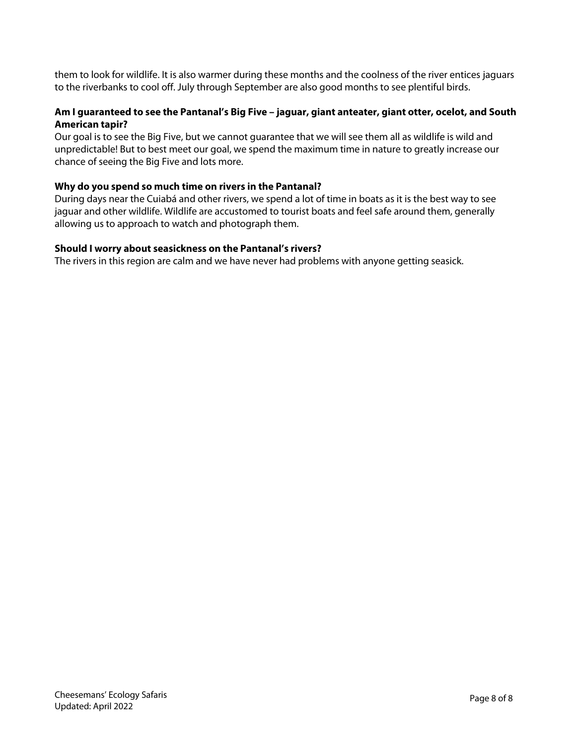them to look for wildlife. It is also warmer during these months and the coolness of the river entices jaguars to the riverbanks to cool off. July through September are also good months to see plentiful birds.

**Am I guaranteed to see the Pantanal's Big Five – jaguar, giant anteater, giant otter, ocelot, and South American tapir?**

Our goal is to see the Big Five, but we cannot guarantee that we will see them all as wildlife is wild and unpredictable! But to best meet our goal, we spend the maximum time in nature to greatly increase our chance of seeing the Big Five and lots more.

**Why do you spend so much time on rivers in the Pantanal?**

During days near the Cuiabá and other rivers, we spend a lot of time in boats as it is the best way to see jaguar and other wildlife. Wildlife are accustomed to tourist boats and feel safe around them, generally allowing us to approach to watch and photograph them.

**Should I worry about seasickness on the Pantanal's rivers?**

The rivers in this region are calm and we have never had problems with anyone getting seasick.